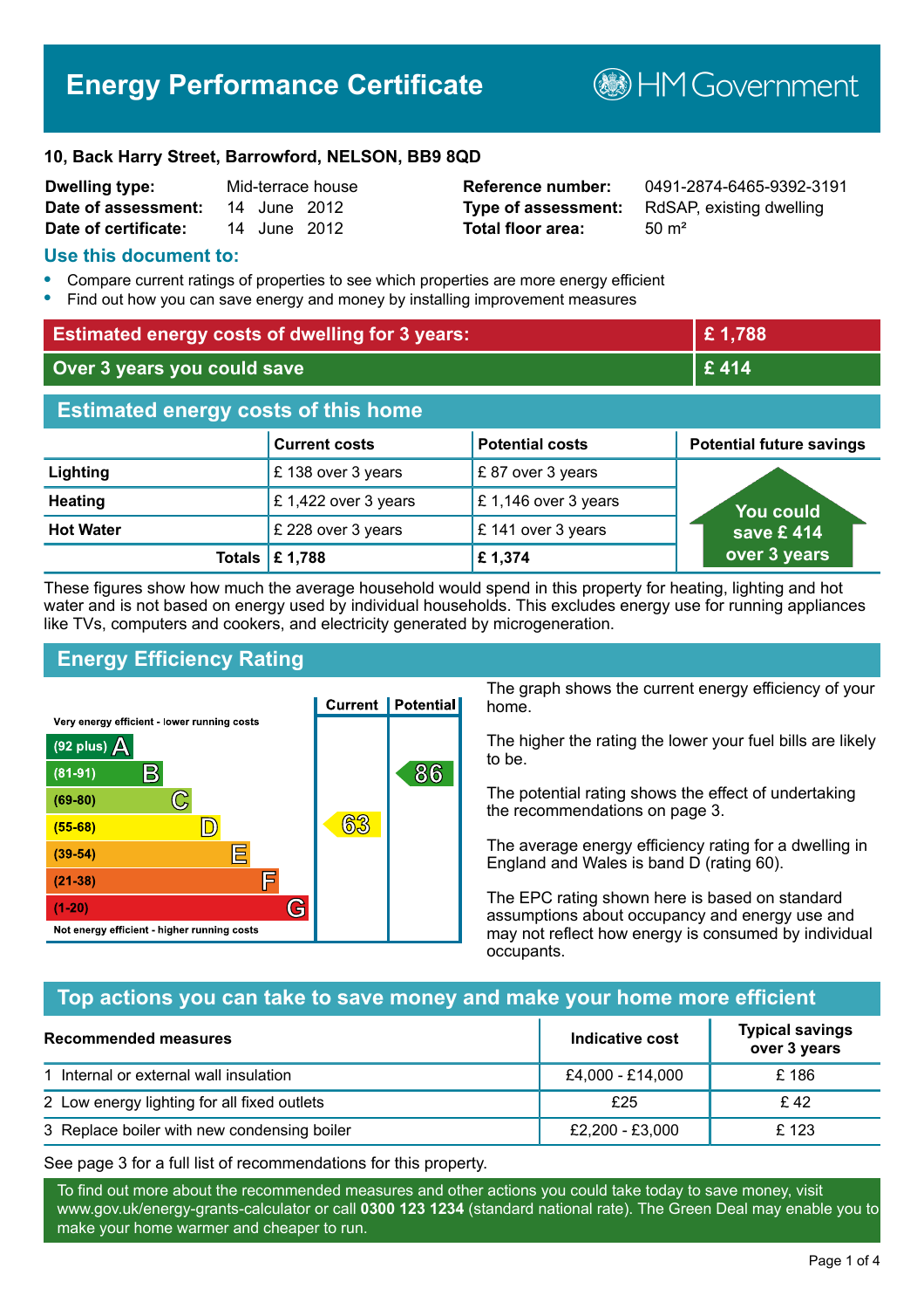# Energy Performance Certificate

HM Government

**10, Back Harry Street, Barrowford, NELSON, BB9 8QD**

| | | | |
|---|---|---|---|
| **Dwelling type:** | Mid-terrace house | **Reference number:** | 0491-2874-6465-9392-3191 |
| **Date of assessment:** | 14 June 2012 | **Type of assessment:** | RdSAP, existing dwelling |
| **Date of certificate:** | 14 June 2012 | **Total floor area:** | 50 m² |

## Use this document to:

- Compare current ratings of properties to see which properties are more energy efficient
- Find out how you can save energy and money by installing improvement measures

| | |
|---|---|
| **Estimated energy costs of dwelling for 3 years:** | **£ 1,788** |
| **Over 3 years you could save** | **£ 414** |

## Estimated energy costs of this home

| | Current costs | Potential costs | Potential future savings |
|---|---|---|---|
| **Lighting** | £ 138 over 3 years | £ 87 over 3 years | You could save £ 414 over 3 years |
| **Heating** | £ 1,422 over 3 years | £ 1,146 over 3 years | |
| **Hot Water** | £ 228 over 3 years | £ 141 over 3 years | |
| **Totals** | **£ 1,788** | **£ 1,374** | |

These figures show how much the average household would spend in this property for heating, lighting and hot water and is not based on energy used by individual households. This excludes energy use for running appliances like TVs, computers and cookers, and electricity generated by microgeneration.

## Energy Efficiency Rating

| Rating | Current | Potential |
|---|---|---|
| Very energy efficient - lower running costs | | |
| (92 plus) A | | |
| (81-91) B | | 86 |
| (69-80) C | | |
| (55-68) D | 63 | |
| (39-54) E | | |
| (21-38) F | | |
| (1-20) G | | |
| Not energy efficient - higher running costs | | |

The graph shows the current energy efficiency of your home.

The higher the rating the lower your fuel bills are likely to be.

The potential rating shows the effect of undertaking the recommendations on page 3.

The average energy efficiency rating for a dwelling in England and Wales is band D (rating 60).

The EPC rating shown here is based on standard assumptions about occupancy and energy use and may not reflect how energy is consumed by individual occupants.

## Top actions you can take to save money and make your home more efficient

| Recommended measures | Indicative cost | Typical savings over 3 years |
|---|---|---|
| 1 Internal or external wall insulation | £4,000 - £14,000 | £ 186 |
| 2 Low energy lighting for all fixed outlets | £25 | £ 42 |
| 3 Replace boiler with new condensing boiler | £2,200 - £3,000 | £ 123 |

See page 3 for a full list of recommendations for this property.

To find out more about the recommended measures and other actions you could take today to save money, visit www.gov.uk/energy-grants-calculator or call **0300 123 1234** (standard national rate). The Green Deal may enable you to make your home warmer and cheaper to run.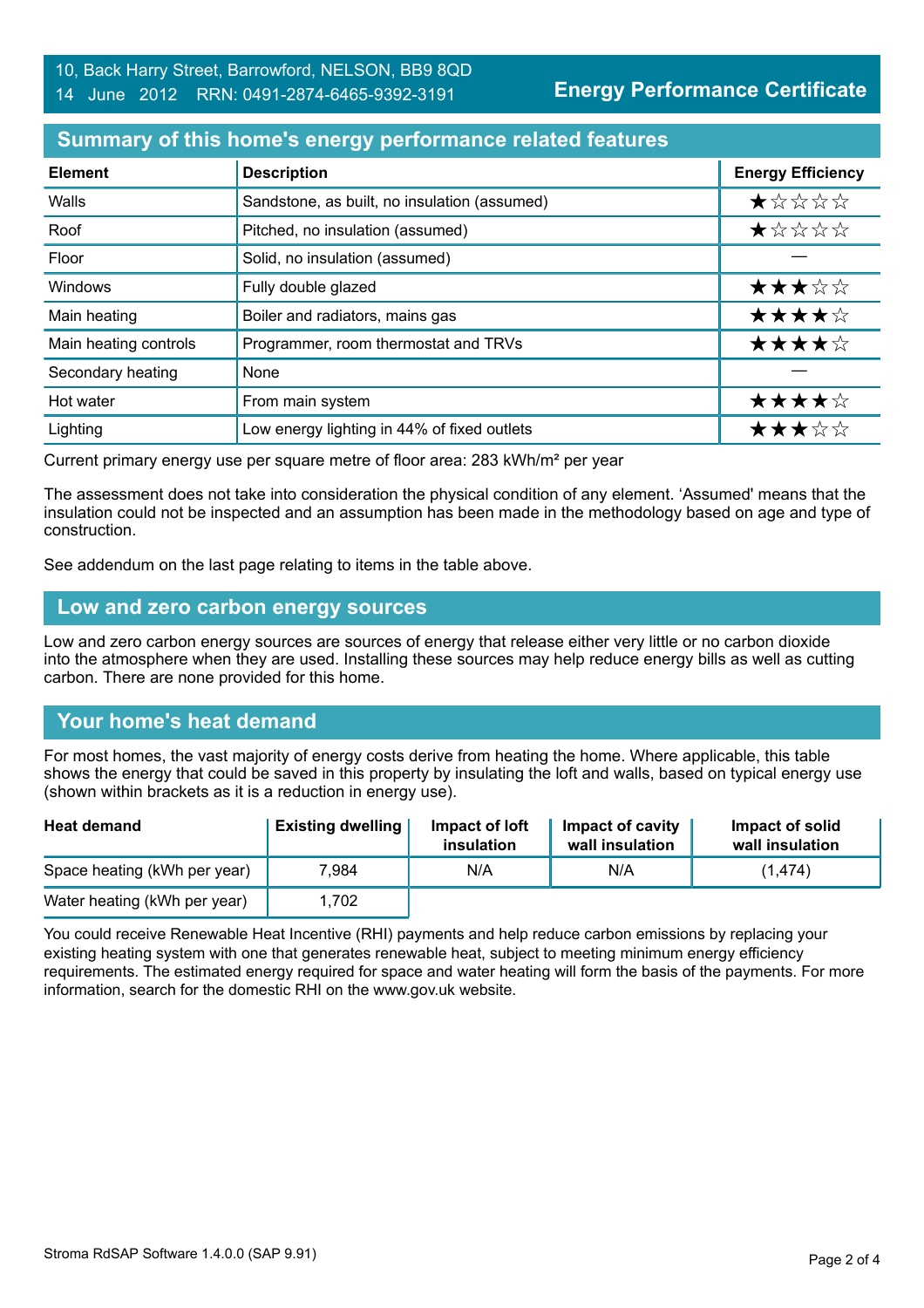10, Back Harry Street, Barrowford, NELSON, BB9 8QD
14 June 2012 RRN: 0491-2874-6465-9392-3191

**Energy Performance Certificate**

## Summary of this home's energy performance related features

| Element | Description | Energy Efficiency |
|---|---|---|
| Walls | Sandstone, as built, no insulation (assumed) | ★☆☆☆☆ |
| Roof | Pitched, no insulation (assumed) | ★☆☆☆☆ |
| Floor | Solid, no insulation (assumed) | — |
| Windows | Fully double glazed | ★★★☆☆ |
| Main heating | Boiler and radiators, mains gas | ★★★★☆ |
| Main heating controls | Programmer, room thermostat and TRVs | ★★★★☆ |
| Secondary heating | None | — |
| Hot water | From main system | ★★★★☆ |
| Lighting | Low energy lighting in 44% of fixed outlets | ★★★☆☆ |

Current primary energy use per square metre of floor area: 283 kWh/m² per year

The assessment does not take into consideration the physical condition of any element. 'Assumed' means that the insulation could not be inspected and an assumption has been made in the methodology based on age and type of construction.

See addendum on the last page relating to items in the table above.

## Low and zero carbon energy sources

Low and zero carbon energy sources are sources of energy that release either very little or no carbon dioxide into the atmosphere when they are used. Installing these sources may help reduce energy bills as well as cutting carbon. There are none provided for this home.

## Your home's heat demand

For most homes, the vast majority of energy costs derive from heating the home. Where applicable, this table shows the energy that could be saved in this property by insulating the loft and walls, based on typical energy use (shown within brackets as it is a reduction in energy use).

| Heat demand | Existing dwelling | Impact of loft insulation | Impact of cavity wall insulation | Impact of solid wall insulation |
|---|---|---|---|---|
| Space heating (kWh per year) | 7,984 | N/A | N/A | (1,474) |
| Water heating (kWh per year) | 1,702 | | | |

You could receive Renewable Heat Incentive (RHI) payments and help reduce carbon emissions by replacing your existing heating system with one that generates renewable heat, subject to meeting minimum energy efficiency requirements. The estimated energy required for space and water heating will form the basis of the payments. For more information, search for the domestic RHI on the www.gov.uk website.

Stroma RdSAP Software 1.4.0.0 (SAP 9.91)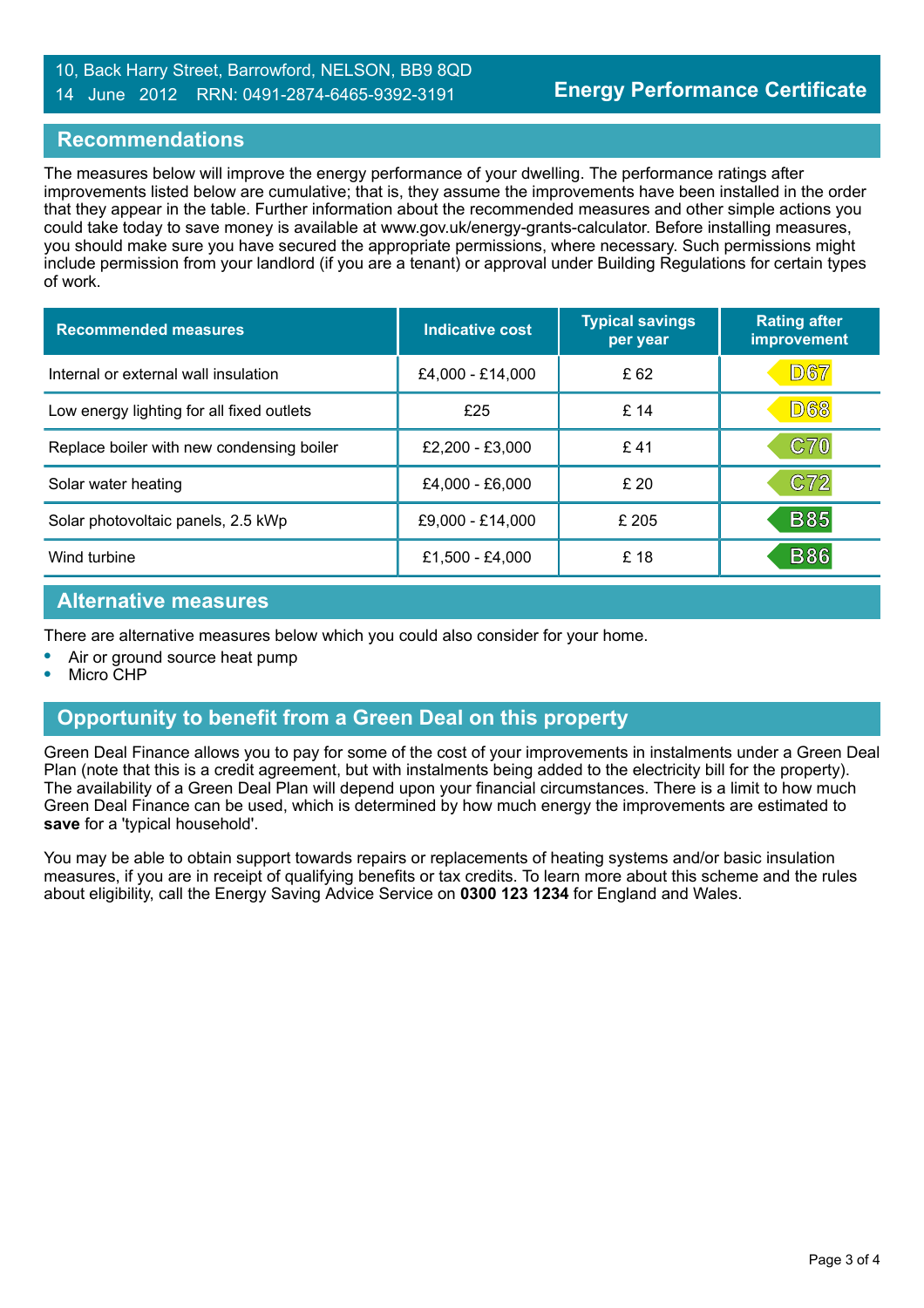10, Back Harry Street, Barrowford, NELSON, BB9 8QD
14 June 2012 RRN: 0491-2874-6465-9392-3191

**Energy Performance Certificate**

## Recommendations

The measures below will improve the energy performance of your dwelling. The performance ratings after improvements listed below are cumulative; that is, they assume the improvements have been installed in the order that they appear in the table. Further information about the recommended measures and other simple actions you could take today to save money is available at www.gov.uk/energy-grants-calculator. Before installing measures, you should make sure you have secured the appropriate permissions, where necessary. Such permissions might include permission from your landlord (if you are a tenant) or approval under Building Regulations for certain types of work.

| Recommended measures | Indicative cost | Typical savings per year | Rating after improvement |
|---|---|---|---|
| Internal or external wall insulation | £4,000 - £14,000 | £ 62 | D67 |
| Low energy lighting for all fixed outlets | £25 | £ 14 | D68 |
| Replace boiler with new condensing boiler | £2,200 - £3,000 | £ 41 | C70 |
| Solar water heating | £4,000 - £6,000 | £ 20 | C72 |
| Solar photovoltaic panels, 2.5 kWp | £9,000 - £14,000 | £ 205 | B85 |
| Wind turbine | £1,500 - £4,000 | £ 18 | B86 |

## Alternative measures

There are alternative measures below which you could also consider for your home.

- Air or ground source heat pump
- Micro CHP

## Opportunity to benefit from a Green Deal on this property

Green Deal Finance allows you to pay for some of the cost of your improvements in instalments under a Green Deal Plan (note that this is a credit agreement, but with instalments being added to the electricity bill for the property). The availability of a Green Deal Plan will depend upon your financial circumstances. There is a limit to how much Green Deal Finance can be used, which is determined by how much energy the improvements are estimated to **save** for a 'typical household'.

You may be able to obtain support towards repairs or replacements of heating systems and/or basic insulation measures, if you are in receipt of qualifying benefits or tax credits. To learn more about this scheme and the rules about eligibility, call the Energy Saving Advice Service on **0300 123 1234** for England and Wales.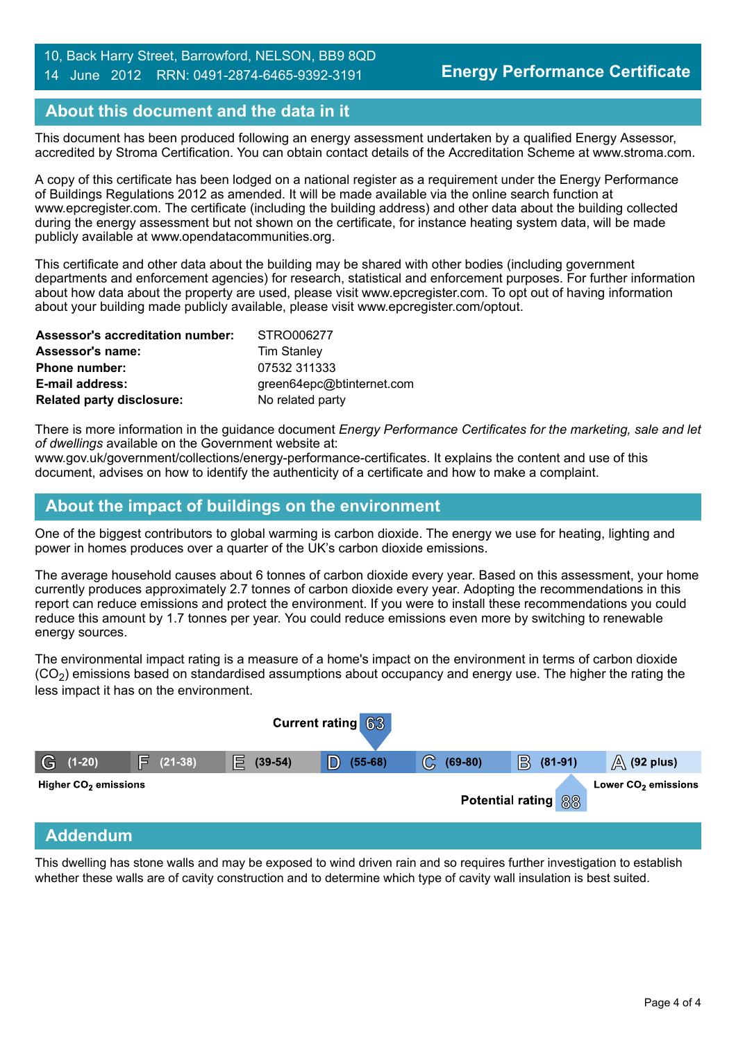10, Back Harry Street, Barrowford, NELSON, BB9 8QD
14 June 2012 RRN: 0491-2874-6465-9392-3191

**Energy Performance Certificate**

## About this document and the data in it

This document has been produced following an energy assessment undertaken by a qualified Energy Assessor, accredited by Stroma Certification. You can obtain contact details of the Accreditation Scheme at www.stroma.com.

A copy of this certificate has been lodged on a national register as a requirement under the Energy Performance of Buildings Regulations 2012 as amended. It will be made available via the online search function at www.epcregister.com. The certificate (including the building address) and other data about the building collected during the energy assessment but not shown on the certificate, for instance heating system data, will be made publicly available at www.opendatacommunities.org.

This certificate and other data about the building may be shared with other bodies (including government departments and enforcement agencies) for research, statistical and enforcement purposes. For further information about how data about the property are used, please visit www.epcregister.com. To opt out of having information about your building made publicly available, please visit www.epcregister.com/optout.

| | |
|---|---|
| **Assessor's accreditation number:** | STRO006277 |
| **Assessor's name:** | Tim Stanley |
| **Phone number:** | 07532 311333 |
| **E-mail address:** | green64epc@btinternet.com |
| **Related party disclosure:** | No related party |

There is more information in the guidance document *Energy Performance Certificates for the marketing, sale and let of dwellings* available on the Government website at: www.gov.uk/government/collections/energy-performance-certificates. It explains the content and use of this document, advises on how to identify the authenticity of a certificate and how to make a complaint.

## About the impact of buildings on the environment

One of the biggest contributors to global warming is carbon dioxide. The energy we use for heating, lighting and power in homes produces over a quarter of the UK's carbon dioxide emissions.

The average household causes about 6 tonnes of carbon dioxide every year. Based on this assessment, your home currently produces approximately 2.7 tonnes of carbon dioxide every year. Adopting the recommendations in this report can reduce emissions and protect the environment. If you were to install these recommendations you could reduce this amount by 1.7 tonnes per year. You could reduce emissions even more by switching to renewable energy sources.

The environmental impact rating is a measure of a home's impact on the environment in terms of carbon dioxide ($CO_2$) emissions based on standardised assumptions about occupancy and energy use. The higher the rating the less impact it has on the environment.

Current rating 63

G (1-20) F (21-38) E (39-54) D (55-68) C (69-80) B (81-91) A (92 plus)

Higher $CO_2$ emissions

Lower $CO_2$ emissions

Potential rating 88

## Addendum

This dwelling has stone walls and may be exposed to wind driven rain and so requires further investigation to establish whether these walls are of cavity construction and to determine which type of cavity wall insulation is best suited.